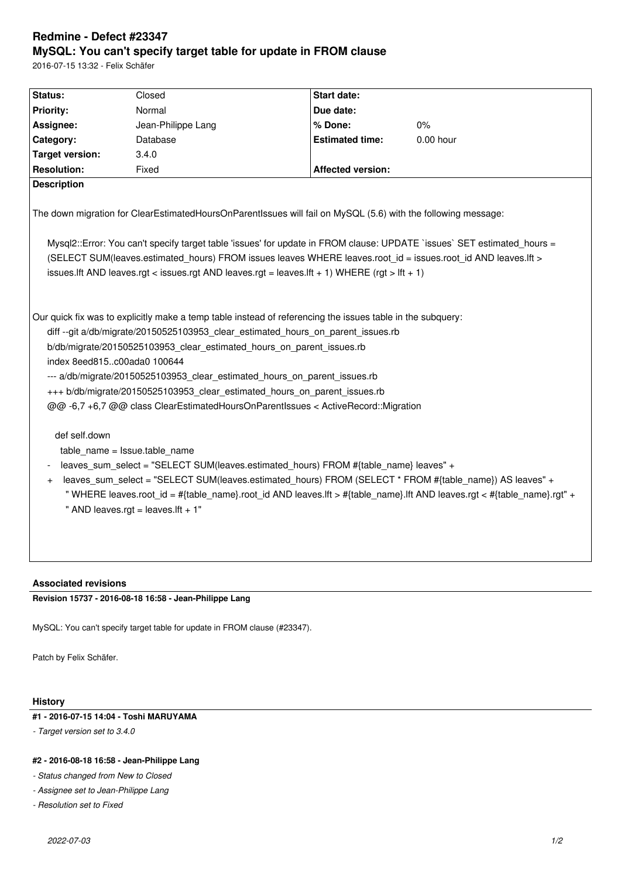# Redmine - Defect #23347

## MySQL: You can't specify target table for update in FROM clause

2016-07-15 13:32 - Felix Schäfer

| Status: | Closed | Start date: | |
|---|---|---|---|
| Priority: | Normal | Due date: | |
| Assignee: | Jean-Philippe Lang | % Done: | 0% |
| Category: | Database | Estimated time: | 0.00 hour |
| Target version: | 3.4.0 | | |
| Resolution: | Fixed | Affected version: | |

**Description**

The down migration for ClearEstimatedHoursOnParentIssues will fail on MySQL (5.6) with the following message:

```
Mysql2::Error: You can't specify target table 'issues' for update in FROM clause: UPDATE `issues` SET estimated_hours = (SELECT SUM(leaves.estimated_hours) FROM issues leaves WHERE leaves.root_id = issues.root_id AND leaves.lft > issues.lft AND leaves.rgt < issues.rgt AND leaves.rgt = leaves.lft + 1) WHERE (rgt > lft + 1)
```

Our quick fix was to explicitly make a temp table instead of referencing the issues table in the subquery:

```
diff --git a/db/migrate/20150525103953_clear_estimated_hours_on_parent_issues.rb b/db/migrate/20150525103953_clear_estimated_hours_on_parent_issues.rb
index 8eed815..c00ada0 100644
--- a/db/migrate/20150525103953_clear_estimated_hours_on_parent_issues.rb
+++ b/db/migrate/20150525103953_clear_estimated_hours_on_parent_issues.rb
@@ -6,7 +6,7 @@ class ClearEstimatedHoursOnParentIssues < ActiveRecord::Migration

   def self.down
     table_name = Issue.table_name
-    leaves_sum_select = "SELECT SUM(leaves.estimated_hours) FROM #{table_name} leaves" +
+    leaves_sum_select = "SELECT SUM(leaves.estimated_hours) FROM (SELECT * FROM #{table_name}) AS leaves" +
       " WHERE leaves.root_id = #{table_name}.root_id AND leaves.lft > #{table_name}.lft AND leaves.rgt < #{table_name}.rgt" +
       " AND leaves.rgt = leaves.lft + 1"
```

### Associated revisions

**Revision 15737 - 2016-08-18 16:58 - Jean-Philippe Lang**

MySQL: You can't specify target table for update in FROM clause (#23347).

Patch by Felix Schäfer.

### History

**#1 - 2016-07-15 14:04 - Toshi MARUYAMA**

*- Target version set to 3.4.0*

**#2 - 2016-08-18 16:58 - Jean-Philippe Lang**

*- Status changed from New to Closed*

*- Assignee set to Jean-Philippe Lang*

*- Resolution set to Fixed*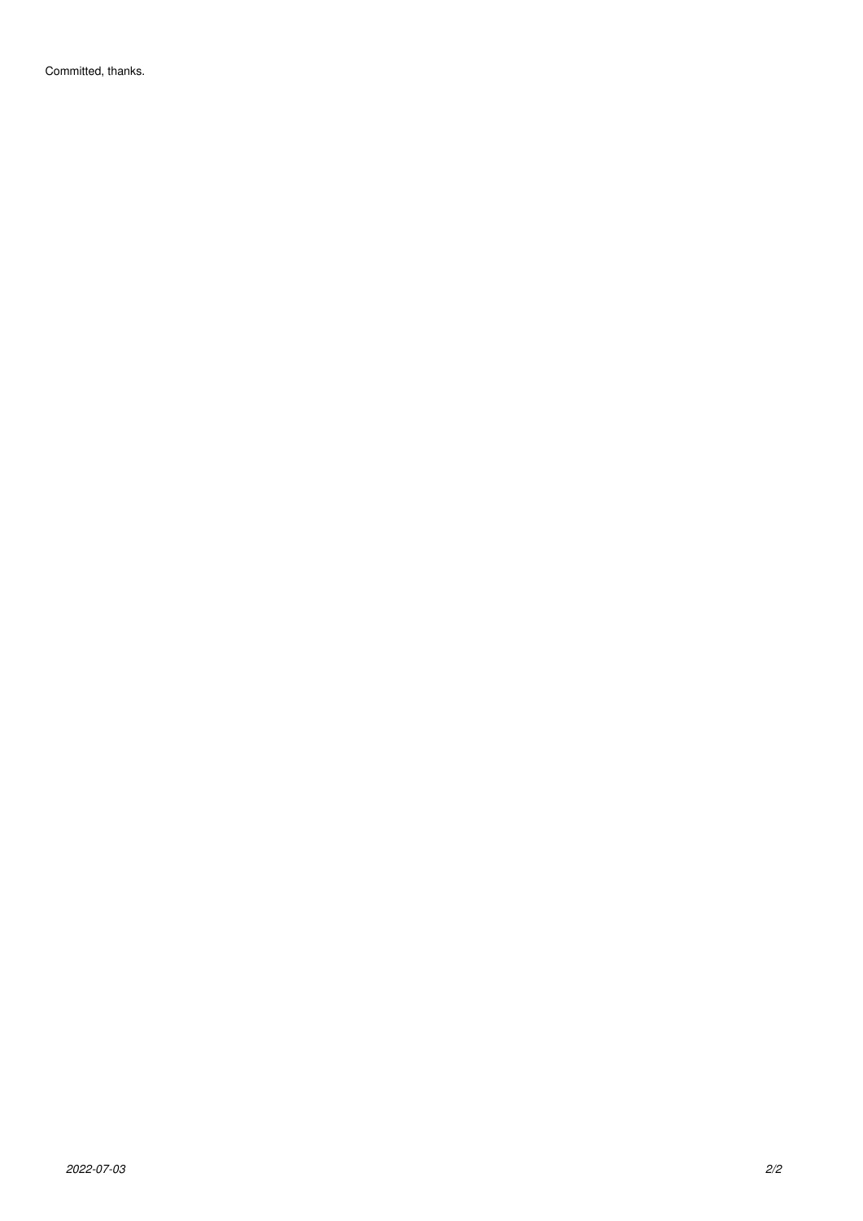Committed, thanks.